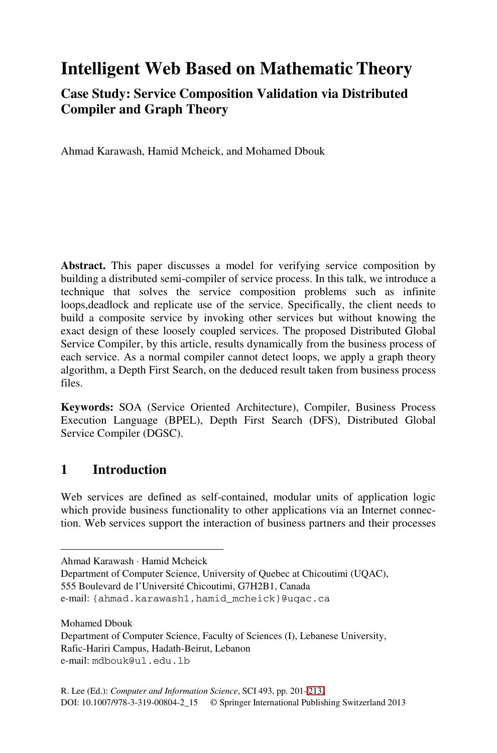# Intelligent Web Based on Mathematic Theory

## Case Study: Service Composition Validation via Distributed Compiler and Graph Theory

Ahmad Karawash, Hamid Mcheick, and Mohamed Dbouk

**Abstract.** This paper discusses a model for verifying service composition by building a distributed semi-compiler of service process. In this talk, we introduce a technique that solves the service composition problems such as infinite loops,deadlock and replicate use of the service. Specifically, the client needs to build a composite service by invoking other services but without knowing the exact design of these loosely coupled services. The proposed Distributed Global Service Compiler, by this article, results dynamically from the business process of each service. As a normal compiler cannot detect loops, we apply a graph theory algorithm, a Depth First Search, on the deduced result taken from business process files.

**Keywords:** SOA (Service Oriented Architecture), Compiler, Business Process Execution Language (BPEL), Depth First Search (DFS), Distributed Global Service Compiler (DGSC).

## 1 Introduction

Web services are defined as self-contained, modular units of application logic which provide business functionality to other applications via an Internet connection. Web services support the interaction of business partners and their processes

---

Ahmad Karawash · Hamid Mcheick
Department of Computer Science, University of Quebec at Chicoutimi (UQAC),
555 Boulevard de l'Université Chicoutimi, G7H2B1, Canada
e-mail: {ahmad.karawash1,hamid_mcheick}@uqac.ca

Mohamed Dbouk
Department of Computer Science, Faculty of Sciences (I), Lebanese University,
Rafic-Hariri Campus, Hadath-Beirut, Lebanon
e-mail: mdbouk@ul.edu.lb

R. Lee (Ed.): *Computer and Information Science*, SCI 493, pp. 201–213.
DOI: 10.1007/978-3-319-00804-2_15 © Springer International Publishing Switzerland 2013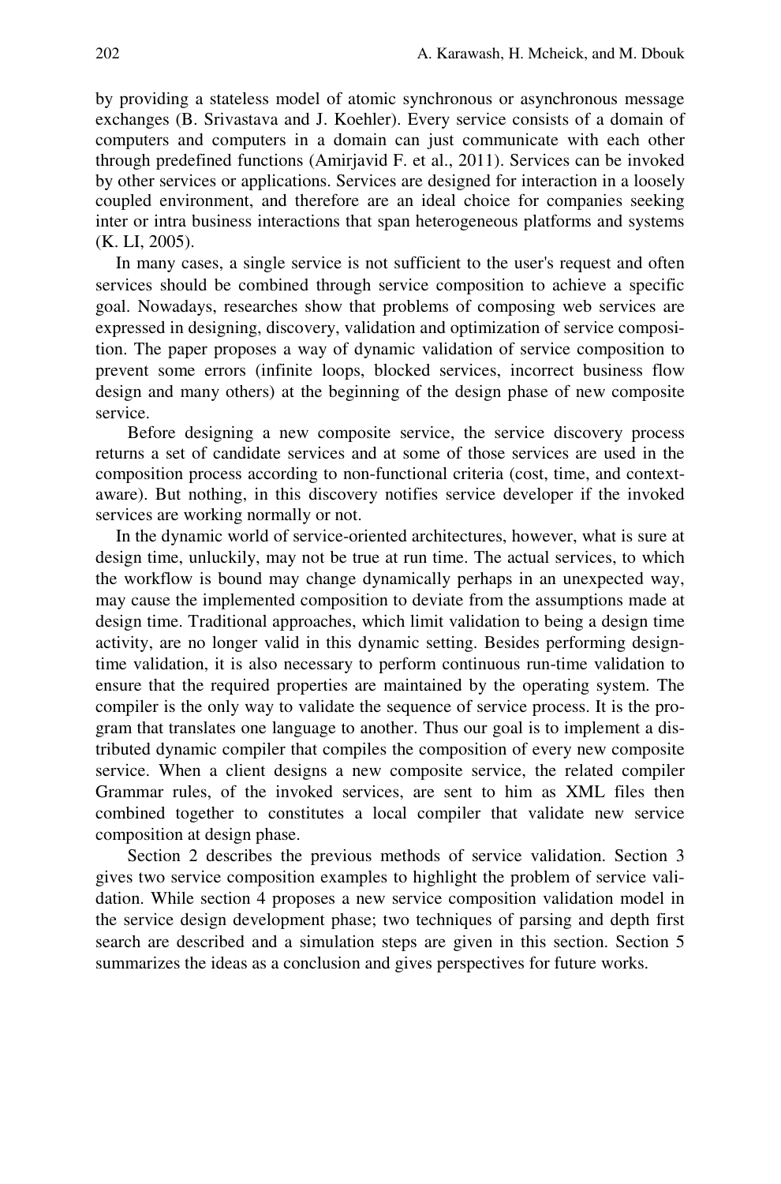by providing a stateless model of atomic synchronous or asynchronous message exchanges (B. Srivastava and J. Koehler). Every service consists of a domain of computers and computers in a domain can just communicate with each other through predefined functions (Amirjavid F. et al., 2011). Services can be invoked by other services or applications. Services are designed for interaction in a loosely coupled environment, and therefore are an ideal choice for companies seeking inter or intra business interactions that span heterogeneous platforms and systems (K. LI, 2005).

In many cases, a single service is not sufficient to the user's request and often services should be combined through service composition to achieve a specific goal. Nowadays, researches show that problems of composing web services are expressed in designing, discovery, validation and optimization of service composition. The paper proposes a way of dynamic validation of service composition to prevent some errors (infinite loops, blocked services, incorrect business flow design and many others) at the beginning of the design phase of new composite service.

Before designing a new composite service, the service discovery process returns a set of candidate services and at some of those services are used in the composition process according to non-functional criteria (cost, time, and context-aware). But nothing, in this discovery notifies service developer if the invoked services are working normally or not.

In the dynamic world of service-oriented architectures, however, what is sure at design time, unluckily, may not be true at run time. The actual services, to which the workflow is bound may change dynamically perhaps in an unexpected way, may cause the implemented composition to deviate from the assumptions made at design time. Traditional approaches, which limit validation to being a design time activity, are no longer valid in this dynamic setting. Besides performing design-time validation, it is also necessary to perform continuous run-time validation to ensure that the required properties are maintained by the operating system. The compiler is the only way to validate the sequence of service process. It is the program that translates one language to another. Thus our goal is to implement a distributed dynamic compiler that compiles the composition of every new composite service. When a client designs a new composite service, the related compiler Grammar rules, of the invoked services, are sent to him as XML files then combined together to constitutes a local compiler that validate new service composition at design phase.

Section 2 describes the previous methods of service validation. Section 3 gives two service composition examples to highlight the problem of service validation. While section 4 proposes a new service composition validation model in the service design development phase; two techniques of parsing and depth first search are described and a simulation steps are given in this section. Section 5 summarizes the ideas as a conclusion and gives perspectives for future works.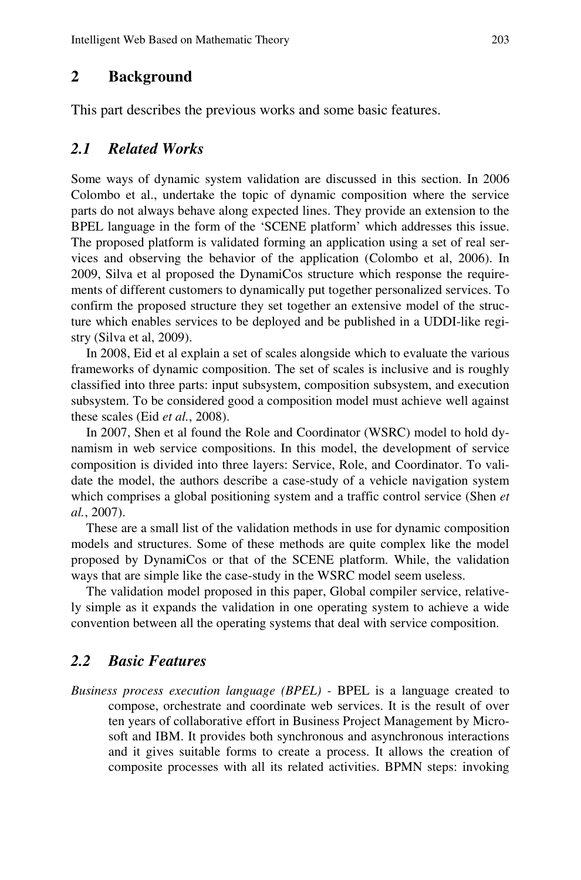## 2 Background

This part describes the previous works and some basic features.

### 2.1 Related Works

Some ways of dynamic system validation are discussed in this section. In 2006 Colombo et al., undertake the topic of dynamic composition where the service parts do not always behave along expected lines. They provide an extension to the BPEL language in the form of the 'SCENE platform' which addresses this issue. The proposed platform is validated forming an application using a set of real services and observing the behavior of the application (Colombo et al, 2006). In 2009, Silva et al proposed the DynamiCos structure which response the requirements of different customers to dynamically put together personalized services. To confirm the proposed structure they set together an extensive model of the structure which enables services to be deployed and be published in a UDDI-like registry (Silva et al, 2009).

In 2008, Eid et al explain a set of scales alongside which to evaluate the various frameworks of dynamic composition. The set of scales is inclusive and is roughly classified into three parts: input subsystem, composition subsystem, and execution subsystem. To be considered good a composition model must achieve well against these scales (Eid *et al.*, 2008).

In 2007, Shen et al found the Role and Coordinator (WSRC) model to hold dynamism in web service compositions. In this model, the development of service composition is divided into three layers: Service, Role, and Coordinator. To validate the model, the authors describe a case-study of a vehicle navigation system which comprises a global positioning system and a traffic control service (Shen *et al.*, 2007).

These are a small list of the validation methods in use for dynamic composition models and structures. Some of these methods are quite complex like the model proposed by DynamiCos or that of the SCENE platform. While, the validation ways that are simple like the case-study in the WSRC model seem useless.

The validation model proposed in this paper, Global compiler service, relatively simple as it expands the validation in one operating system to achieve a wide convention between all the operating systems that deal with service composition.

### 2.2 Basic Features

*Business process execution language (BPEL)* - BPEL is a language created to compose, orchestrate and coordinate web services. It is the result of over ten years of collaborative effort in Business Project Management by Microsoft and IBM. It provides both synchronous and asynchronous interactions and it gives suitable forms to create a process. It allows the creation of composite processes with all its related activities. BPMN steps: invoking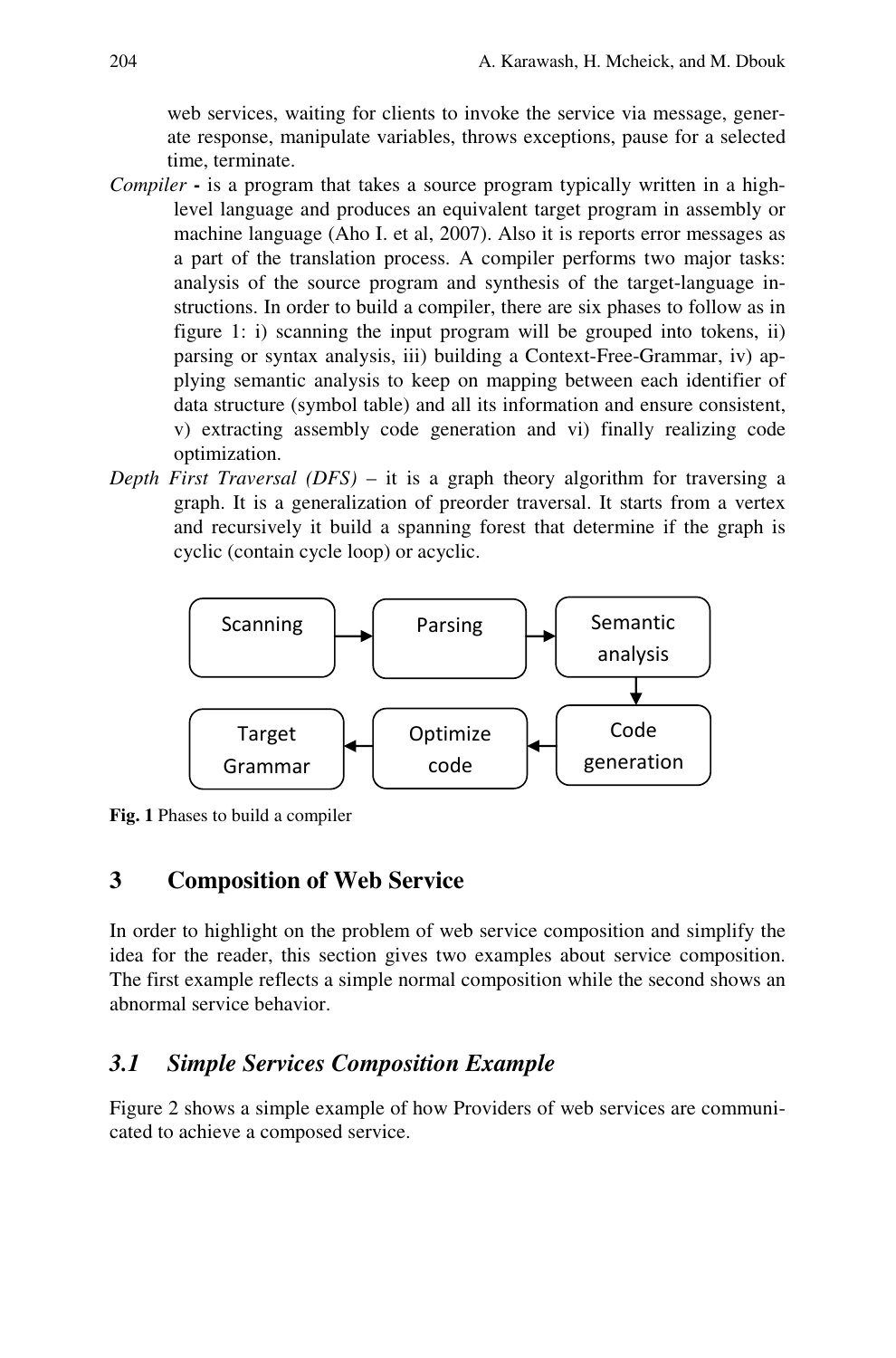web services, waiting for clients to invoke the service via message, generate response, manipulate variables, throws exceptions, pause for a selected time, terminate.

*Compiler* **-** is a program that takes a source program typically written in a high-level language and produces an equivalent target program in assembly or machine language (Aho I. et al, 2007). Also it is reports error messages as a part of the translation process. A compiler performs two major tasks: analysis of the source program and synthesis of the target-language instructions. In order to build a compiler, there are six phases to follow as in figure 1: i) scanning the input program will be grouped into tokens, ii) parsing or syntax analysis, iii) building a Context-Free-Grammar, iv) applying semantic analysis to keep on mapping between each identifier of data structure (symbol table) and all its information and ensure consistent, v) extracting assembly code generation and vi) finally realizing code optimization.

*Depth First Traversal (DFS)* – it is a graph theory algorithm for traversing a graph. It is a generalization of preorder traversal. It starts from a vertex and recursively it build a spanning forest that determine if the graph is cyclic (contain cycle loop) or acyclic.

Scanning → Parsing → Semantic analysis → Code generation → Optimize code → Target Grammar

**Fig. 1** Phases to build a compiler

## 3 Composition of Web Service

In order to highlight on the problem of web service composition and simplify the idea for the reader, this section gives two examples about service composition. The first example reflects a simple normal composition while the second shows an abnormal service behavior.

### *3.1 Simple Services Composition Example*

Figure 2 shows a simple example of how Providers of web services are communicated to achieve a composed service.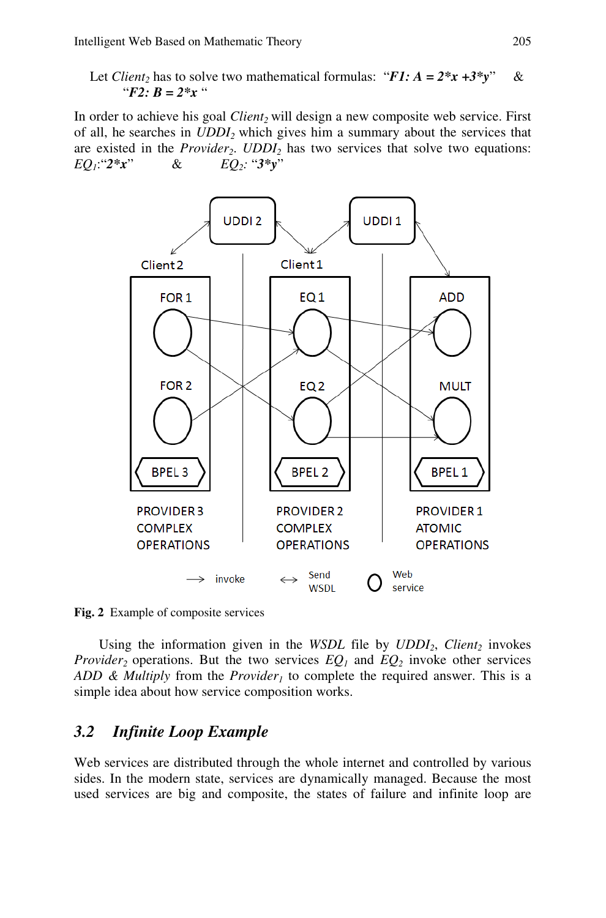Let $Client_2$ has to solve two mathematical formulas: "***F1: A = 2*x +3*y***" & "***F2: B = 2*x*** "

In order to achieve his goal $Client_2$ will design a new composite web service. First of all, he searches in $UDDI_2$ which gives him a summary about the services that are existed in the $Provider_2$. $UDDI_2$ has two services that solve two equations: $EQ_1$:"***2*x***" & $EQ_2$: "***3*y***"

**Fig. 2** Example of composite services

Using the information given in the *WSDL* file by $UDDI_2$, $Client_2$ invokes $Provider_2$ operations. But the two services $EQ_1$ and $EQ_2$ invoke other services *ADD & Multiply* from the $Provider_1$ to complete the required answer. This is a simple idea about how service composition works.

## *3.2 Infinite Loop Example*

Web services are distributed through the whole internet and controlled by various sides. In the modern state, services are dynamically managed. Because the most used services are big and composite, the states of failure and infinite loop are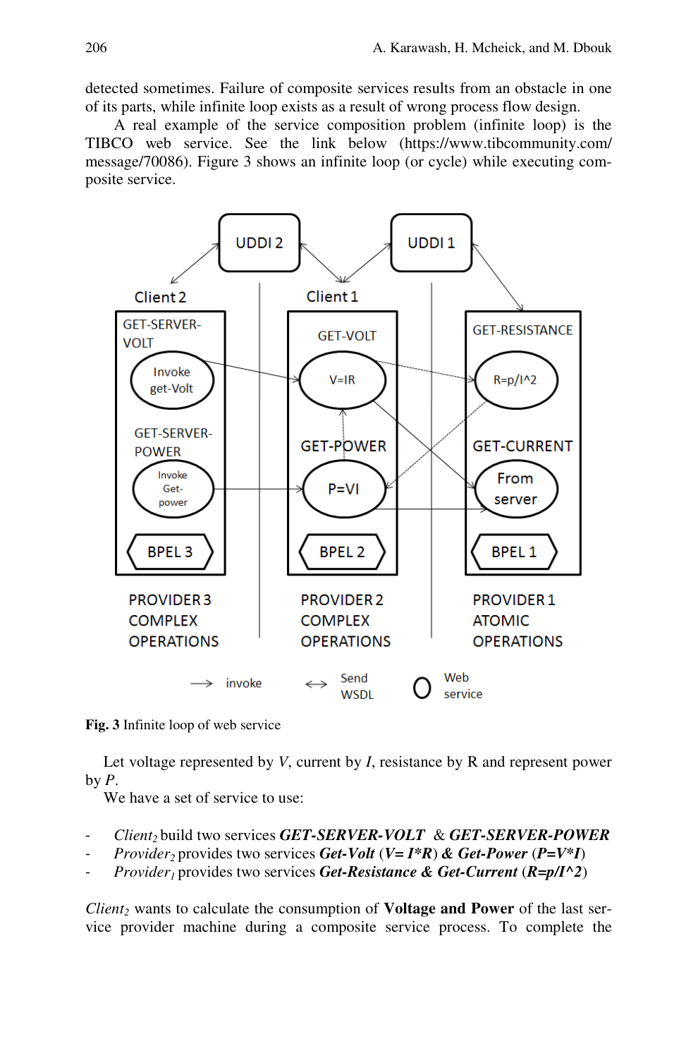detected sometimes. Failure of composite services results from an obstacle in one of its parts, while infinite loop exists as a result of wrong process flow design.

A real example of the service composition problem (infinite loop) is the TIBCO web service. See the link below (https://www.tibcommunity.com/message/70086). Figure 3 shows an infinite loop (or cycle) while executing composite service.

**Fig. 3** Infinite loop of web service

Let voltage represented by *V*, current by *I*, resistance by R and represent power by *P*.

We have a set of service to use:

- *Client$_2$* build two services ***GET-SERVER-VOLT*** & ***GET-SERVER-POWER***
- *Provider$_2$* provides two services ***Get-Volt*** (***V= I*R***) ***& Get-Power*** (***P=V*I***)
- *Provider$_1$* provides two services ***Get-Resistance & Get-Current*** (***R=p/I^2***)

*Client$_2$* wants to calculate the consumption of **Voltage and Power** of the last service provider machine during a composite service process. To complete the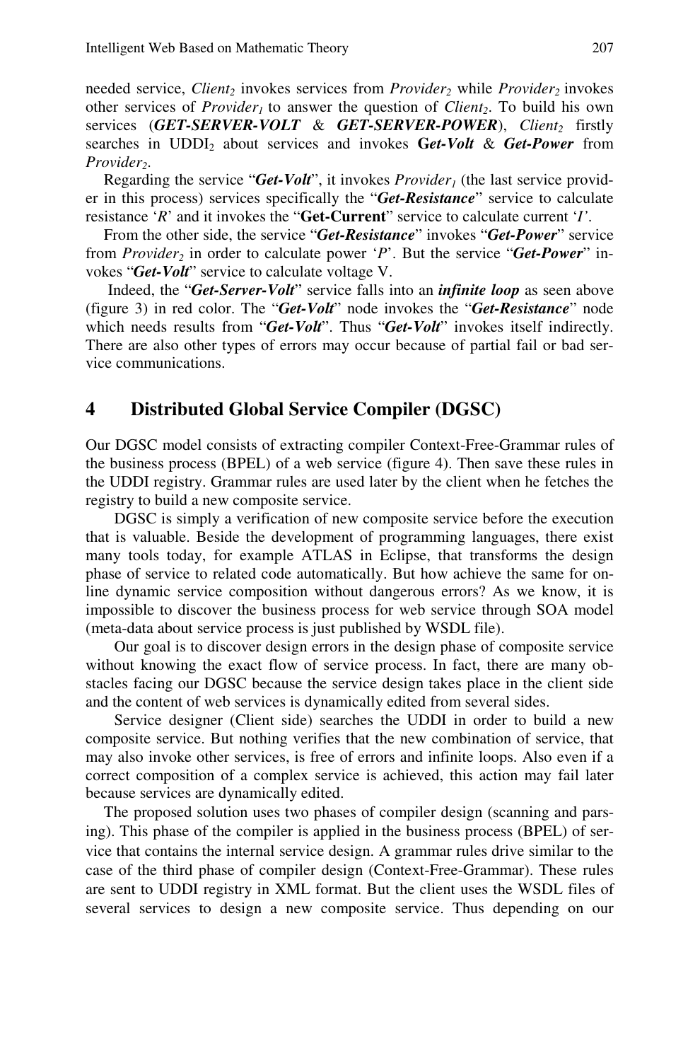needed service, $Client_2$ invokes services from $Provider_2$ while $Provider_2$ invokes other services of $Provider_1$ to answer the question of $Client_2$. To build his own services (***GET-SERVER-VOLT*** & ***GET-SERVER-POWER***), $Client_2$ firstly searches in $UDDI_2$ about services and invokes ***Get-Volt*** & ***Get-Power*** from $Provider_2$.

Regarding the service "***Get-Volt***", it invokes $Provider_1$ (the last service provider in this process) services specifically the "***Get-Resistance***" service to calculate resistance '*R*' and it invokes the "**Get-Current**" service to calculate current '*I*'.

From the other side, the service "***Get-Resistance***" invokes "***Get-Power***" service from $Provider_2$ in order to calculate power '*P*'. But the service "***Get-Power***" invokes "***Get-Volt***" service to calculate voltage V.

Indeed, the "***Get-Server-Volt***" service falls into an ***infinite loop*** as seen above (figure 3) in red color. The "***Get-Volt***" node invokes the "***Get-Resistance***" node which needs results from "***Get-Volt***". Thus "***Get-Volt***" invokes itself indirectly. There are also other types of errors may occur because of partial fail or bad service communications.

## 4 Distributed Global Service Compiler (DGSC)

Our DGSC model consists of extracting compiler Context-Free-Grammar rules of the business process (BPEL) of a web service (figure 4). Then save these rules in the UDDI registry. Grammar rules are used later by the client when he fetches the registry to build a new composite service.

DGSC is simply a verification of new composite service before the execution that is valuable. Beside the development of programming languages, there exist many tools today, for example ATLAS in Eclipse, that transforms the design phase of service to related code automatically. But how achieve the same for online dynamic service composition without dangerous errors? As we know, it is impossible to discover the business process for web service through SOA model (meta-data about service process is just published by WSDL file).

Our goal is to discover design errors in the design phase of composite service without knowing the exact flow of service process. In fact, there are many obstacles facing our DGSC because the service design takes place in the client side and the content of web services is dynamically edited from several sides.

Service designer (Client side) searches the UDDI in order to build a new composite service. But nothing verifies that the new combination of service, that may also invoke other services, is free of errors and infinite loops. Also even if a correct composition of a complex service is achieved, this action may fail later because services are dynamically edited.

The proposed solution uses two phases of compiler design (scanning and parsing). This phase of the compiler is applied in the business process (BPEL) of service that contains the internal service design. A grammar rules drive similar to the case of the third phase of compiler design (Context-Free-Grammar). These rules are sent to UDDI registry in XML format. But the client uses the WSDL files of several services to design a new composite service. Thus depending on our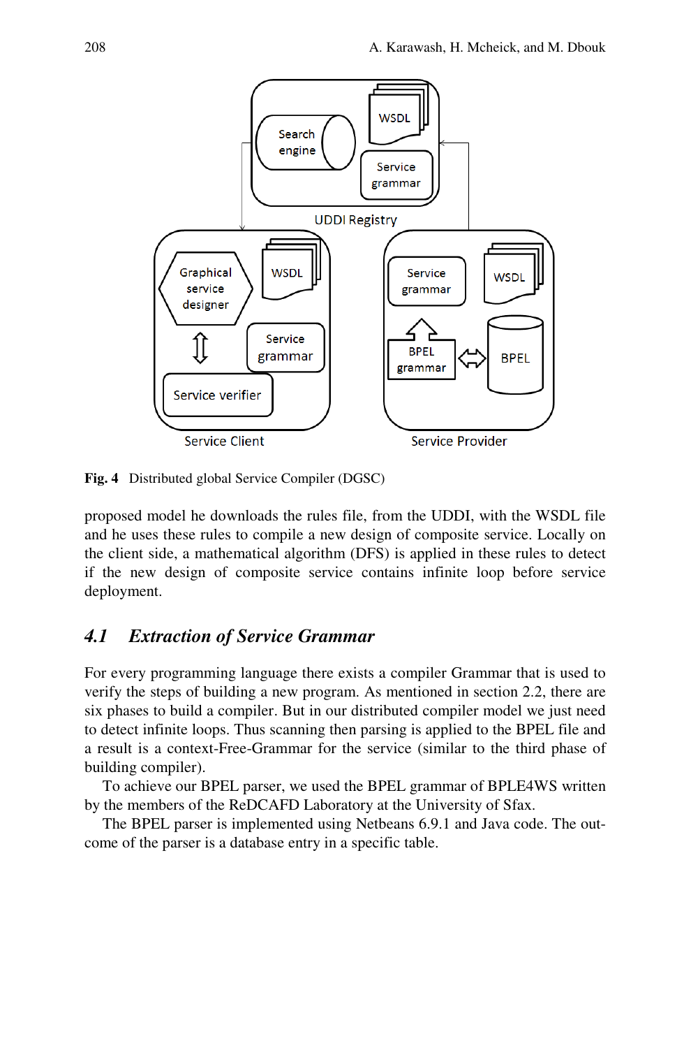Fig. 4 Distributed global Service Compiler (DGSC)

proposed model he downloads the rules file, from the UDDI, with the WSDL file and he uses these rules to compile a new design of composite service. Locally on the client side, a mathematical algorithm (DFS) is applied in these rules to detect if the new design of composite service contains infinite loop before service deployment.

### 4.1 Extraction of Service Grammar

For every programming language there exists a compiler Grammar that is used to verify the steps of building a new program. As mentioned in section 2.2, there are six phases to build a compiler. But in our distributed compiler model we just need to detect infinite loops. Thus scanning then parsing is applied to the BPEL file and a result is a context-Free-Grammar for the service (similar to the third phase of building compiler).

To achieve our BPEL parser, we used the BPEL grammar of BPLE4WS written by the members of the ReDCAFD Laboratory at the University of Sfax.

The BPEL parser is implemented using Netbeans 6.9.1 and Java code. The outcome of the parser is a database entry in a specific table.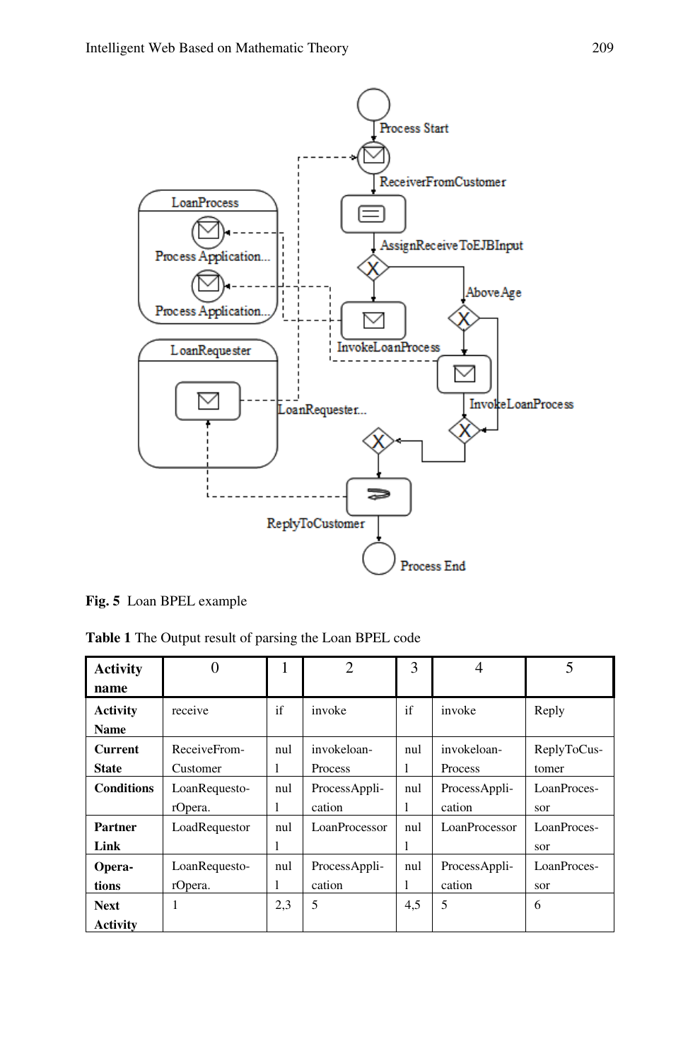**Fig. 5** Loan BPEL example

**Table 1** The Output result of parsing the Loan BPEL code

| **Activity name** | 0 | 1 | 2 | 3 | 4 | 5 |
|---|---|---|---|---|---|---|
| **Activity Name** | receive | if | invoke | if | invoke | Reply |
| **Current State** | ReceiveFrom-Customer | null | invokeloan-Process | null | invokeloan-Process | ReplyToCus-tomer |
| **Conditions** | LoanRequesto-rOpera. | null | ProcessAppli-cation | null | ProcessAppli-cation | LoanProces-sor |
| **Partner Link** | LoadRequestor | null | LoanProcessor | null | LoanProcessor | LoanProces-sor |
| **Opera-tions** | LoanRequesto-rOpera. | null | ProcessAppli-cation | null | ProcessAppli-cation | LoanProces-sor |
| **Next Activity** | 1 | 2,3 | 5 | 4,5 | 5 | 6 |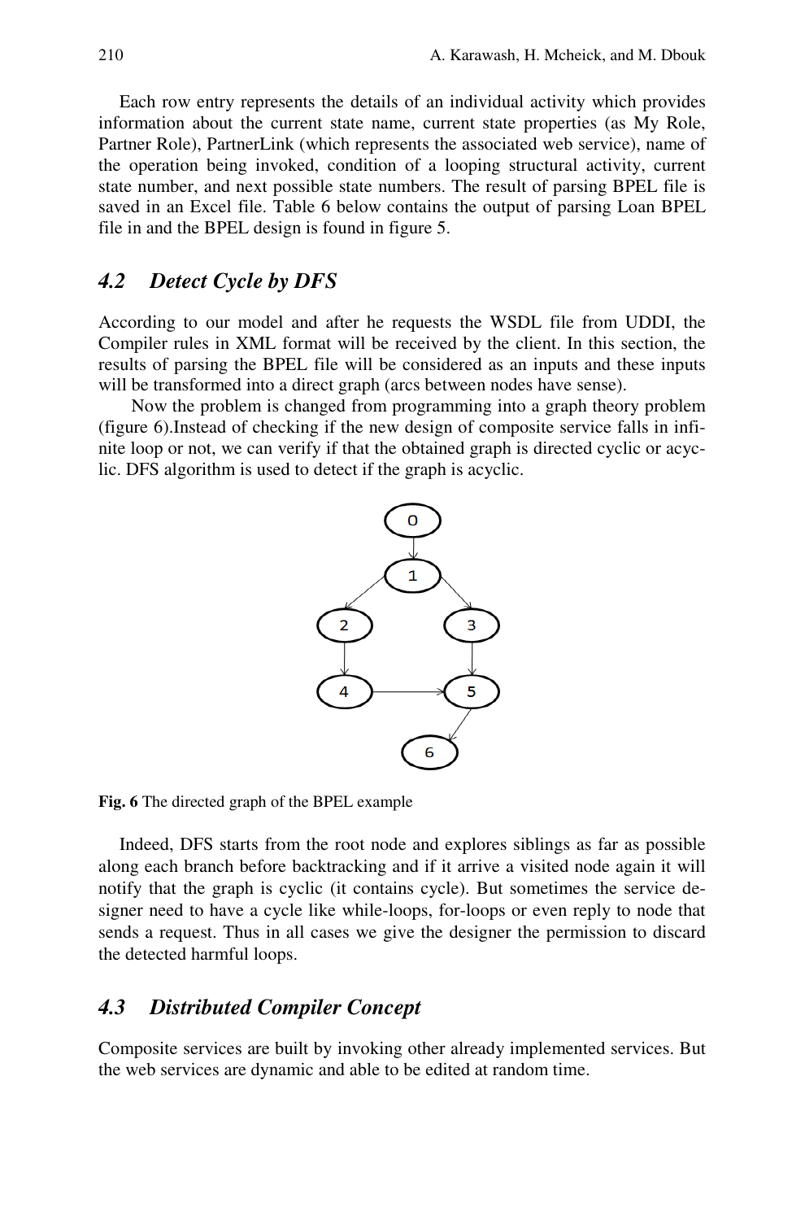Each row entry represents the details of an individual activity which provides information about the current state name, current state properties (as My Role, Partner Role), PartnerLink (which represents the associated web service), name of the operation being invoked, condition of a looping structural activity, current state number, and next possible state numbers. The result of parsing BPEL file is saved in an Excel file. Table 6 below contains the output of parsing Loan BPEL file in and the BPEL design is found in figure 5.

## 4.2 Detect Cycle by DFS

According to our model and after he requests the WSDL file from UDDI, the Compiler rules in XML format will be received by the client. In this section, the results of parsing the BPEL file will be considered as an inputs and these inputs will be transformed into a direct graph (arcs between nodes have sense).

Now the problem is changed from programming into a graph theory problem (figure 6).Instead of checking if the new design of composite service falls in infinite loop or not, we can verify if that the obtained graph is directed cyclic or acyclic. DFS algorithm is used to detect if the graph is acyclic.

**Fig. 6** The directed graph of the BPEL example

Indeed, DFS starts from the root node and explores siblings as far as possible along each branch before backtracking and if it arrive a visited node again it will notify that the graph is cyclic (it contains cycle). But sometimes the service designer need to have a cycle like while-loops, for-loops or even reply to node that sends a request. Thus in all cases we give the designer the permission to discard the detected harmful loops.

## 4.3 Distributed Compiler Concept

Composite services are built by invoking other already implemented services. But the web services are dynamic and able to be edited at random time.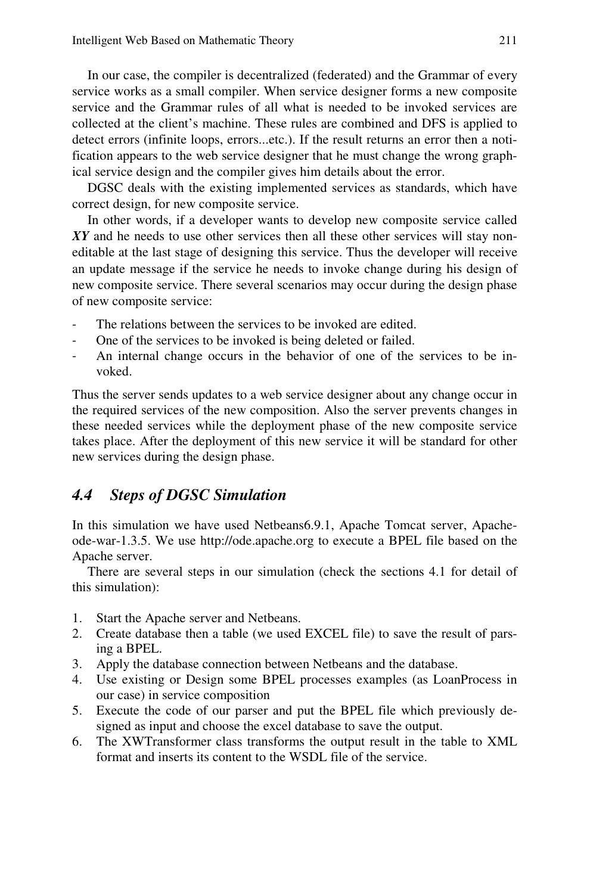In our case, the compiler is decentralized (federated) and the Grammar of every service works as a small compiler. When service designer forms a new composite service and the Grammar rules of all what is needed to be invoked services are collected at the client's machine. These rules are combined and DFS is applied to detect errors (infinite loops, errors...etc.). If the result returns an error then a notification appears to the web service designer that he must change the wrong graphical service design and the compiler gives him details about the error.

DGSC deals with the existing implemented services as standards, which have correct design, for new composite service.

In other words, if a developer wants to develop new composite service called ***XY*** and he needs to use other services then all these other services will stay non-editable at the last stage of designing this service. Thus the developer will receive an update message if the service he needs to invoke change during his design of new composite service. There several scenarios may occur during the design phase of new composite service:

- The relations between the services to be invoked are edited.
- One of the services to be invoked is being deleted or failed.
- An internal change occurs in the behavior of one of the services to be invoked.

Thus the server sends updates to a web service designer about any change occur in the required services of the new composition. Also the server prevents changes in these needed services while the deployment phase of the new composite service takes place. After the deployment of this new service it will be standard for other new services during the design phase.

## *4.4 Steps of DGSC Simulation*

In this simulation we have used Netbeans6.9.1, Apache Tomcat server, Apache-ode-war-1.3.5. We use http://ode.apache.org to execute a BPEL file based on the Apache server.

There are several steps in our simulation (check the sections 4.1 for detail of this simulation):

1. Start the Apache server and Netbeans.
2. Create database then a table (we used EXCEL file) to save the result of parsing a BPEL.
3. Apply the database connection between Netbeans and the database.
4. Use existing or Design some BPEL processes examples (as LoanProcess in our case) in service composition
5. Execute the code of our parser and put the BPEL file which previously designed as input and choose the excel database to save the output.
6. The XWTransformer class transforms the output result in the table to XML format and inserts its content to the WSDL file of the service.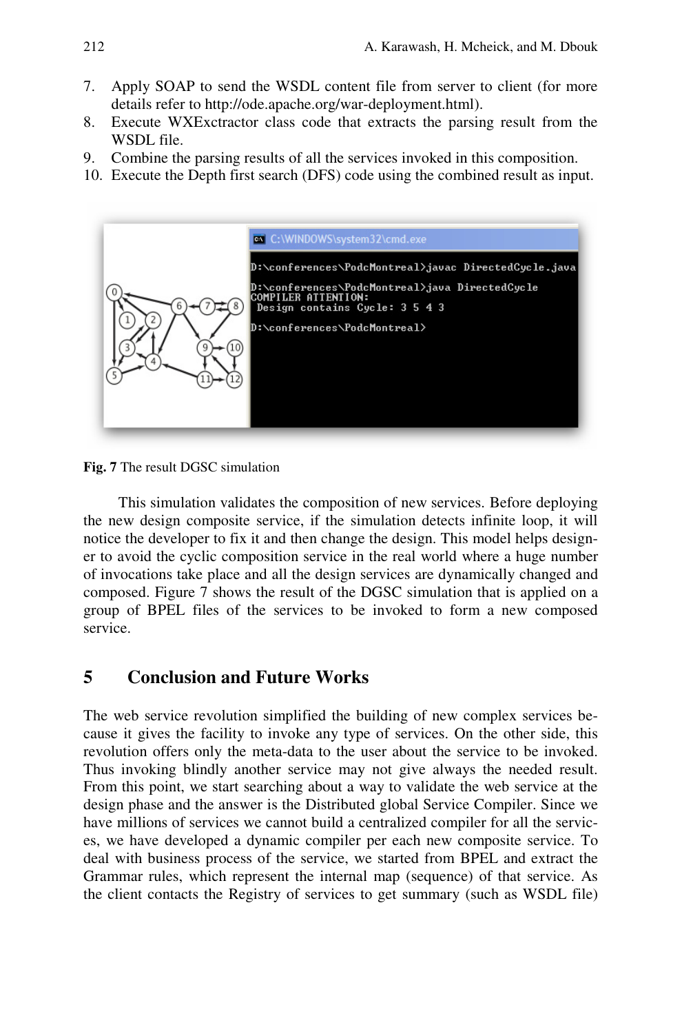7. Apply SOAP to send the WSDL content file from server to client (for more details refer to http://ode.apache.org/war-deployment.html).
8. Execute WXExctractor class code that extracts the parsing result from the WSDL file.
9. Combine the parsing results of all the services invoked in this composition.
10. Execute the Depth first search (DFS) code using the combined result as input.

**Fig. 7** The result DGSC simulation

This simulation validates the composition of new services. Before deploying the new design composite service, if the simulation detects infinite loop, it will notice the developer to fix it and then change the design. This model helps designer to avoid the cyclic composition service in the real world where a huge number of invocations take place and all the design services are dynamically changed and composed. Figure 7 shows the result of the DGSC simulation that is applied on a group of BPEL files of the services to be invoked to form a new composed service.

## 5 Conclusion and Future Works

The web service revolution simplified the building of new complex services because it gives the facility to invoke any type of services. On the other side, this revolution offers only the meta-data to the user about the service to be invoked. Thus invoking blindly another service may not give always the needed result. From this point, we start searching about a way to validate the web service at the design phase and the answer is the Distributed global Service Compiler. Since we have millions of services we cannot build a centralized compiler for all the services, we have developed a dynamic compiler per each new composite service. To deal with business process of the service, we started from BPEL and extract the Grammar rules, which represent the internal map (sequence) of that service. As the client contacts the Registry of services to get summary (such as WSDL file)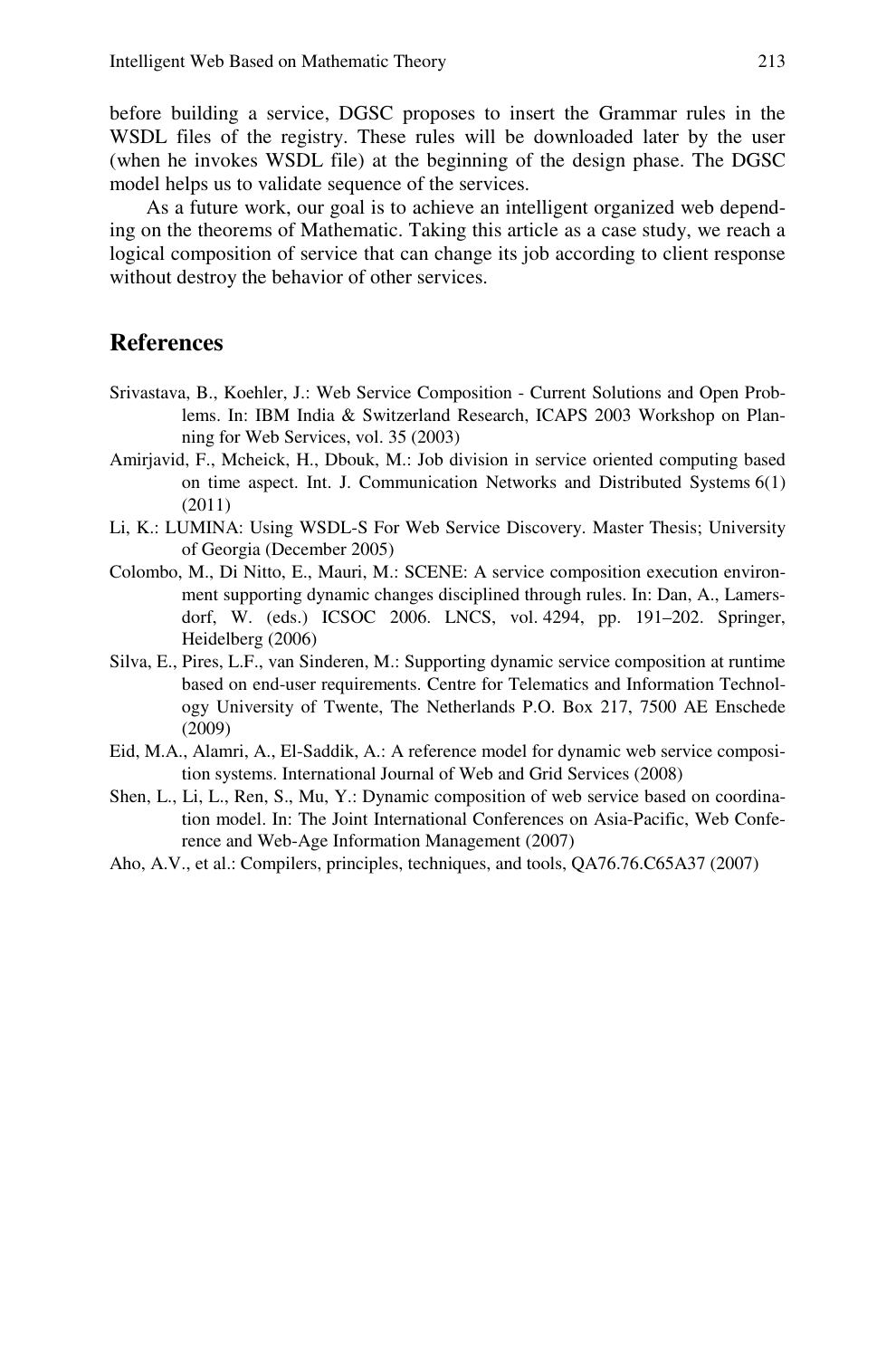before building a service, DGSC proposes to insert the Grammar rules in the WSDL files of the registry. These rules will be downloaded later by the user (when he invokes WSDL file) at the beginning of the design phase. The DGSC model helps us to validate sequence of the services.

As a future work, our goal is to achieve an intelligent organized web depending on the theorems of Mathematic. Taking this article as a case study, we reach a logical composition of service that can change its job according to client response without destroy the behavior of other services.

## References

Srivastava, B., Koehler, J.: Web Service Composition - Current Solutions and Open Problems. In: IBM India & Switzerland Research, ICAPS 2003 Workshop on Planning for Web Services, vol. 35 (2003)

Amirjavid, F., Mcheick, H., Dbouk, M.: Job division in service oriented computing based on time aspect. Int. J. Communication Networks and Distributed Systems 6(1) (2011)

Li, K.: LUMINA: Using WSDL-S For Web Service Discovery. Master Thesis; University of Georgia (December 2005)

Colombo, M., Di Nitto, E., Mauri, M.: SCENE: A service composition execution environment supporting dynamic changes disciplined through rules. In: Dan, A., Lamersdorf, W. (eds.) ICSOC 2006. LNCS, vol. 4294, pp. 191–202. Springer, Heidelberg (2006)

Silva, E., Pires, L.F., van Sinderen, M.: Supporting dynamic service composition at runtime based on end-user requirements. Centre for Telematics and Information Technology University of Twente, The Netherlands P.O. Box 217, 7500 AE Enschede (2009)

Eid, M.A., Alamri, A., El-Saddik, A.: A reference model for dynamic web service composition systems. International Journal of Web and Grid Services (2008)

Shen, L., Li, L., Ren, S., Mu, Y.: Dynamic composition of web service based on coordination model. In: The Joint International Conferences on Asia-Pacific, Web Conference and Web-Age Information Management (2007)

Aho, A.V., et al.: Compilers, principles, techniques, and tools, QA76.76.C65A37 (2007)